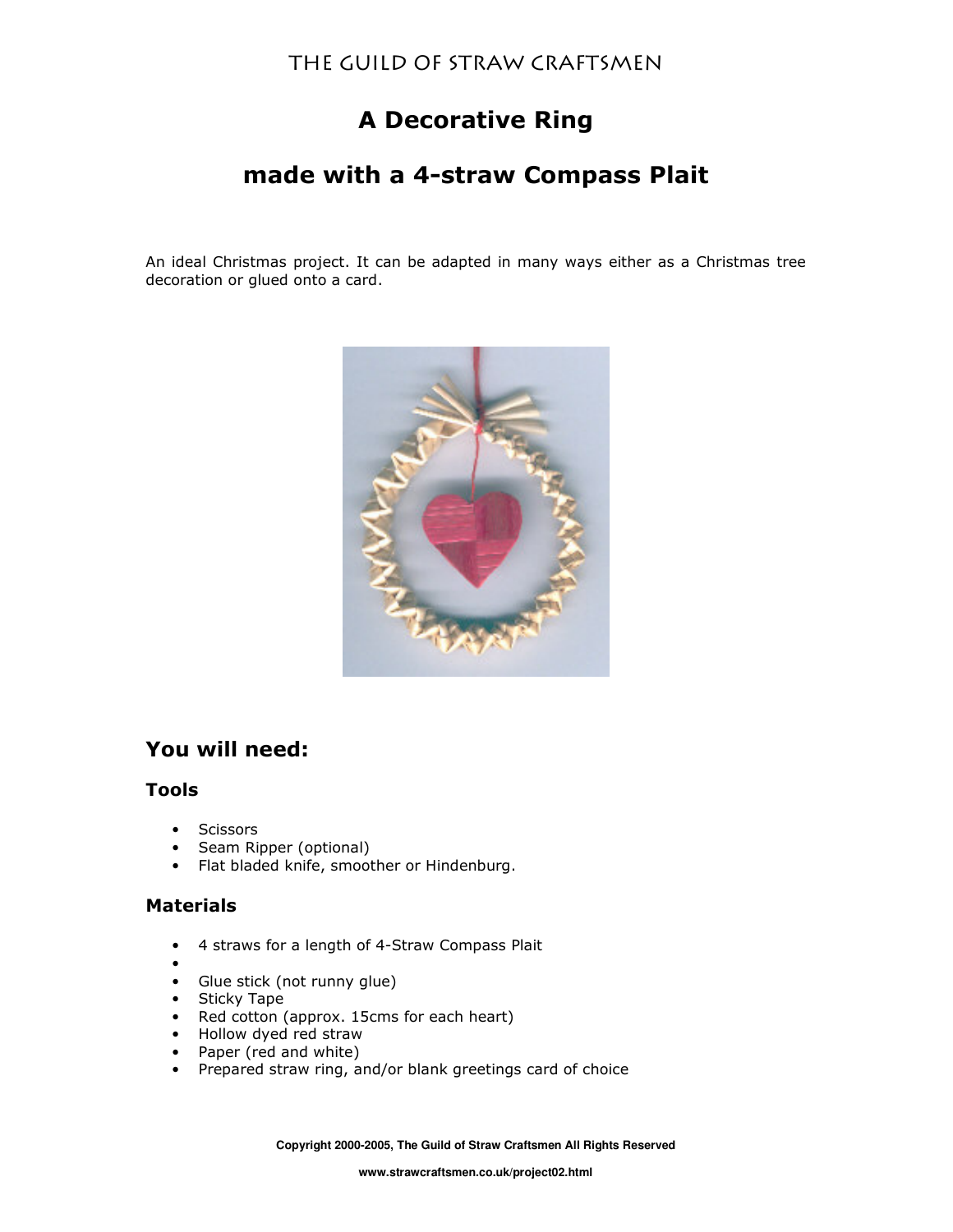THE GUILD OF STRAW CRAFTSMEN

# A Decorative Ring

# made with a 4-straw Compass Plait

An ideal Christmas project. It can be adapted in many ways either as a Christmas tree decoration or glued onto a card.

## You will need:

### Tools

- Scissors
- Seam Ripper (optional)
- Flat bladed knife, smoother or Hindenburg.

### Materials

- 4 straws for a length of 4-Straw Compass Plait
- 
- Glue stick (not runny glue)
- Sticky Tape
- Red cotton (approx. 15cms for each heart)
- Hollow dyed red straw
- Paper (red and white)
- Prepared straw ring, and/or blank greetings card of choice

**Copyright 2000-2005, The Guild of Straw Craftsmen All Rights Reserved**

**www.strawcraftsmen.co.uk/project02.html**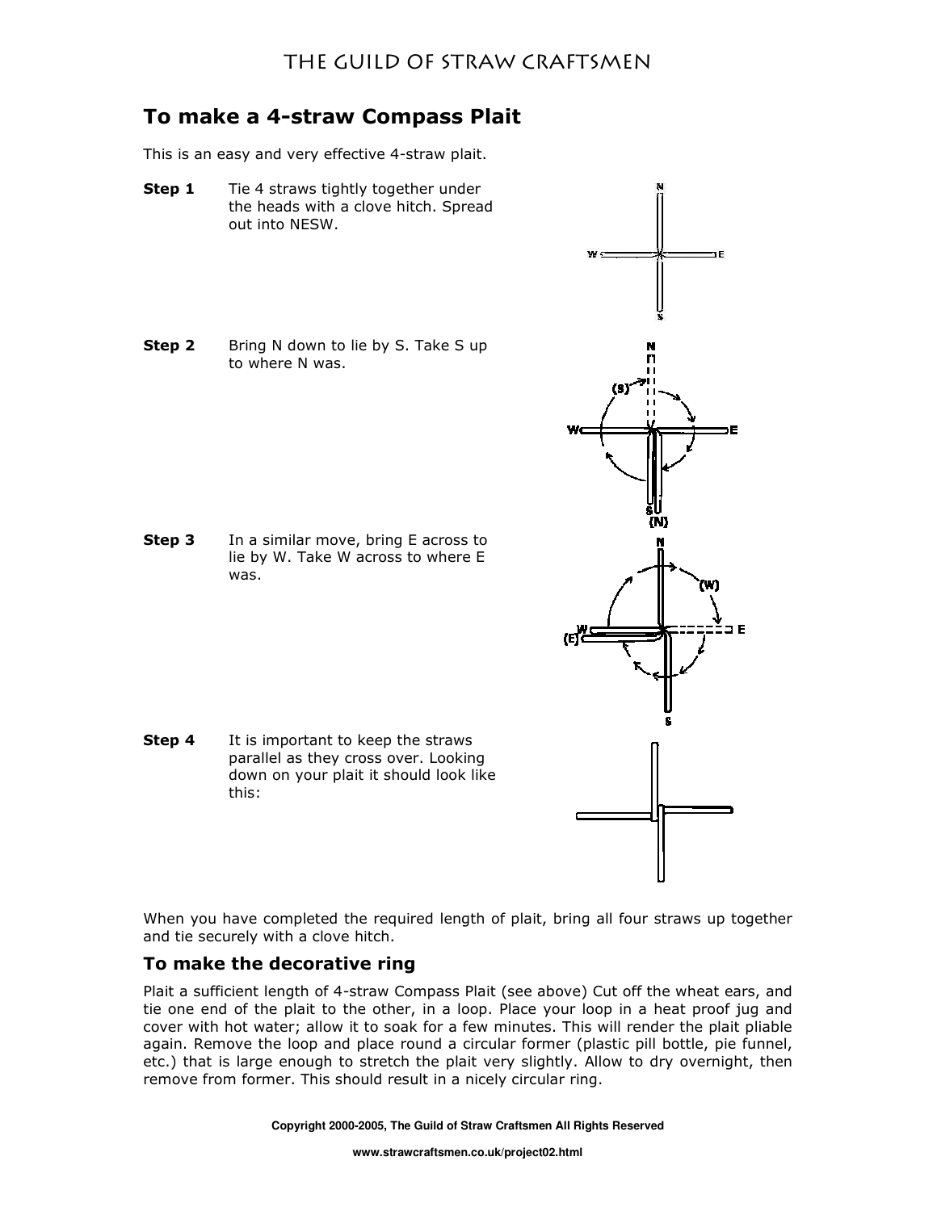# To make a 4-straw Compass Plait

This is an easy and very effective 4-straw plait.

**Step 1** Tie 4 straws tightly together under the heads with a clove hitch. Spread out into NESW.

**Step 2** Bring N down to lie by S. Take S up to where N was.

**Step 3** In a similar move, bring E across to lie by W. Take W across to where E was.

**Step 4** It is important to keep the straws parallel as they cross over. Looking down on your plait it should look like this:

When you have completed the required length of plait, bring all four straws up together and tie securely with a clove hitch.

## To make the decorative ring

Plait a sufficient length of 4-straw Compass Plait (see above) Cut off the wheat ears, and tie one end of the plait to the other, in a loop. Place your loop in a heat proof jug and cover with hot water; allow it to soak for a few minutes. This will render the plait pliable again. Remove the loop and place round a circular former (plastic pill bottle, pie funnel, etc.) that is large enough to stretch the plait very slightly. Allow to dry overnight, then remove from former. This should result in a nicely circular ring.

**Copyright 2000-2005, The Guild of Straw Craftsmen All Rights Reserved**

**www.strawcraftsmen.co.uk/project02.html**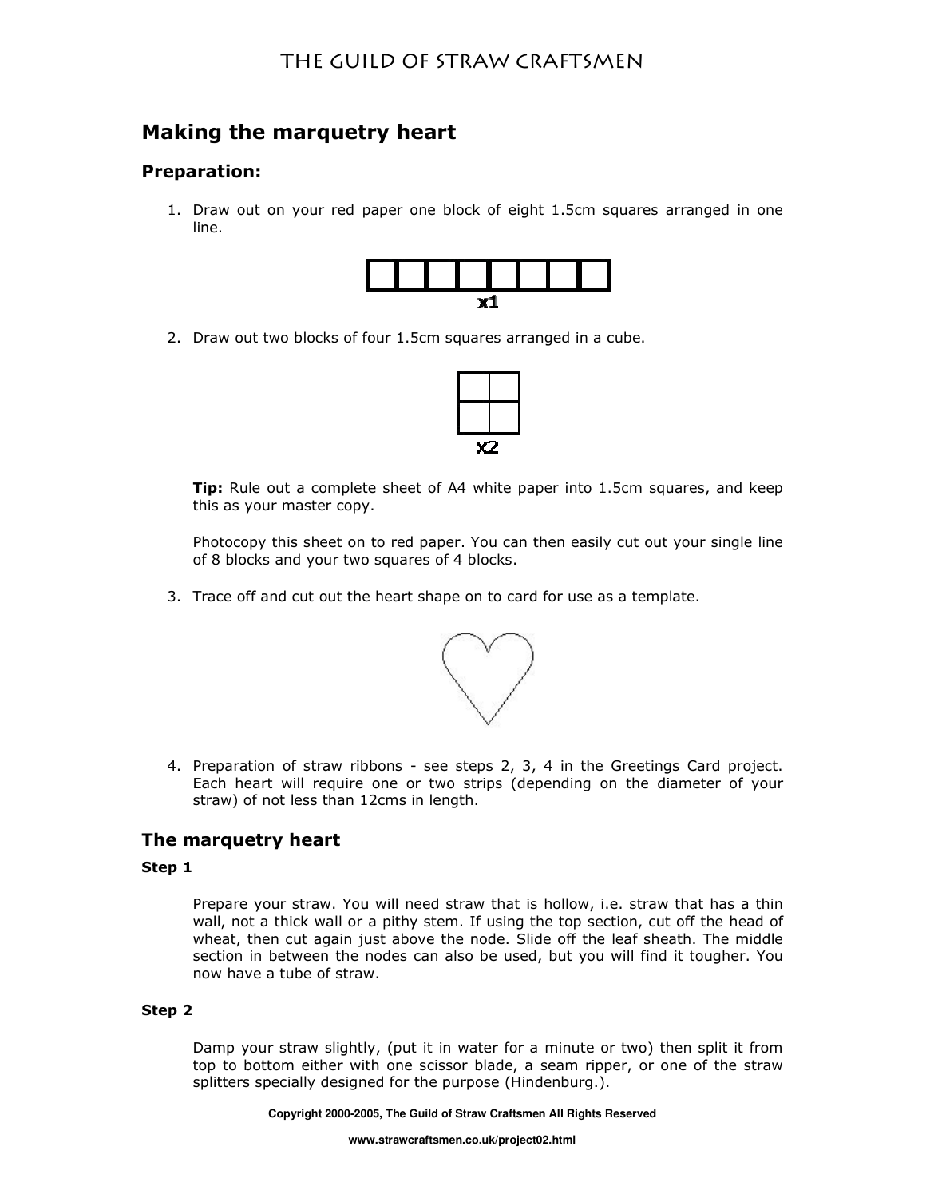## Making the marquetry heart

### Preparation:

1. Draw out on your red paper one block of eight 1.5cm squares arranged in one line.

   x1

2. Draw out two blocks of four 1.5cm squares arranged in a cube.

   x2

   **Tip:** Rule out a complete sheet of A4 white paper into 1.5cm squares, and keep this as your master copy.

   Photocopy this sheet on to red paper. You can then easily cut out your single line of 8 blocks and your two squares of 4 blocks.

3. Trace off and cut out the heart shape on to card for use as a template.

4. Preparation of straw ribbons - see steps 2, 3, 4 in the Greetings Card project. Each heart will require one or two strips (depending on the diameter of your straw) of not less than 12cms in length.

## The marquetry heart

#### Step 1

Prepare your straw. You will need straw that is hollow, i.e. straw that has a thin wall, not a thick wall or a pithy stem. If using the top section, cut off the head of wheat, then cut again just above the node. Slide off the leaf sheath. The middle section in between the nodes can also be used, but you will find it tougher. You now have a tube of straw.

#### Step 2

Damp your straw slightly, (put it in water for a minute or two) then split it from top to bottom either with one scissor blade, a seam ripper, or one of the straw splitters specially designed for the purpose (Hindenburg.).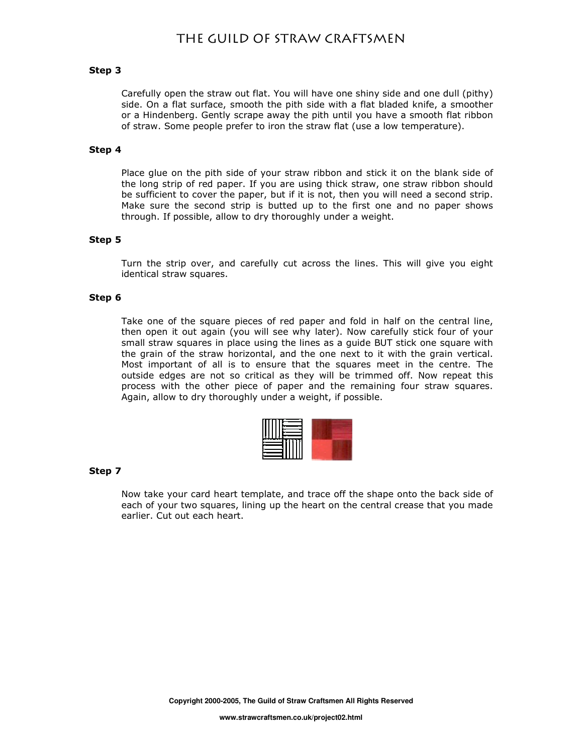### Step 3

Carefully open the straw out flat. You will have one shiny side and one dull (pithy) side. On a flat surface, smooth the pith side with a flat bladed knife, a smoother or a Hindenberg. Gently scrape away the pith until you have a smooth flat ribbon of straw. Some people prefer to iron the straw flat (use a low temperature).

### Step 4

Place glue on the pith side of your straw ribbon and stick it on the blank side of the long strip of red paper. If you are using thick straw, one straw ribbon should be sufficient to cover the paper, but if it is not, then you will need a second strip. Make sure the second strip is butted up to the first one and no paper shows through. If possible, allow to dry thoroughly under a weight.

### Step 5

Turn the strip over, and carefully cut across the lines. This will give you eight identical straw squares.

### Step 6

Take one of the square pieces of red paper and fold in half on the central line, then open it out again (you will see why later). Now carefully stick four of your small straw squares in place using the lines as a guide BUT stick one square with the grain of the straw horizontal, and the one next to it with the grain vertical. Most important of all is to ensure that the squares meet in the centre. The outside edges are not so critical as they will be trimmed off. Now repeat this process with the other piece of paper and the remaining four straw squares. Again, allow to dry thoroughly under a weight, if possible.

### Step 7

Now take your card heart template, and trace off the shape onto the back side of each of your two squares, lining up the heart on the central crease that you made earlier. Cut out each heart.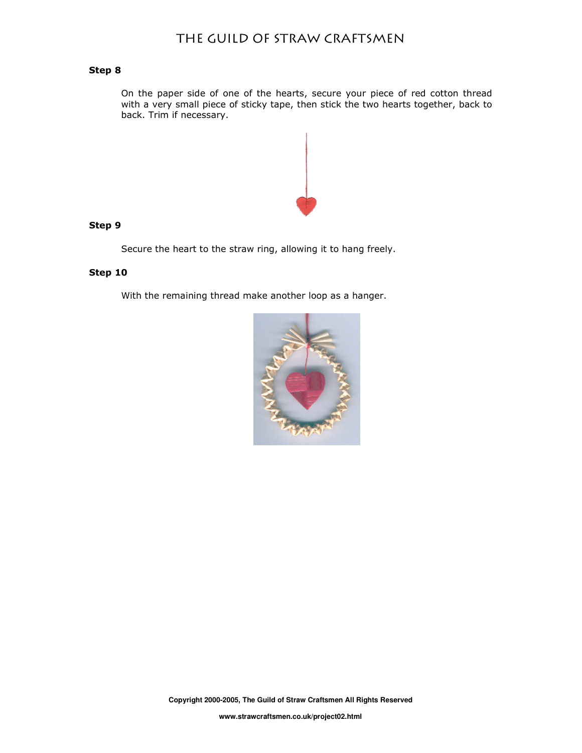### Step 8

On the paper side of one of the hearts, secure your piece of red cotton thread with a very small piece of sticky tape, then stick the two hearts together, back to back. Trim if necessary.

### Step 9

Secure the heart to the straw ring, allowing it to hang freely.

### Step 10

With the remaining thread make another loop as a hanger.

**Copyright 2000-2005, The Guild of Straw Craftsmen All Rights Reserved**

**www.strawcraftsmen.co.uk/project02.html**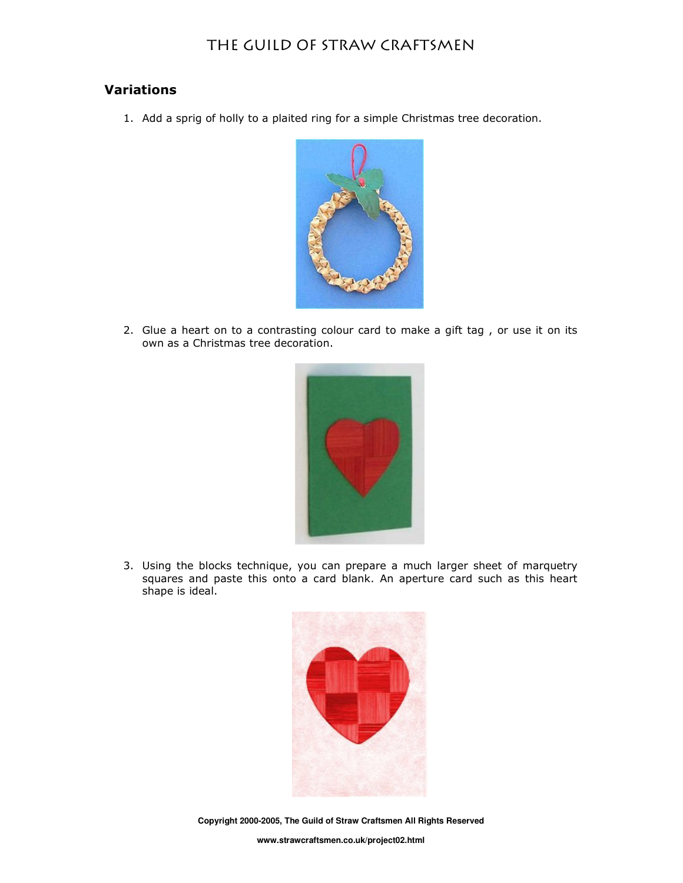## Variations

1. Add a sprig of holly to a plaited ring for a simple Christmas tree decoration.

2. Glue a heart on to a contrasting colour card to make a gift tag , or use it on its own as a Christmas tree decoration.

3. Using the blocks technique, you can prepare a much larger sheet of marquetry squares and paste this onto a card blank. An aperture card such as this heart shape is ideal.

**Copyright 2000-2005, The Guild of Straw Craftsmen All Rights Reserved**

**www.strawcraftsmen.co.uk/project02.html**